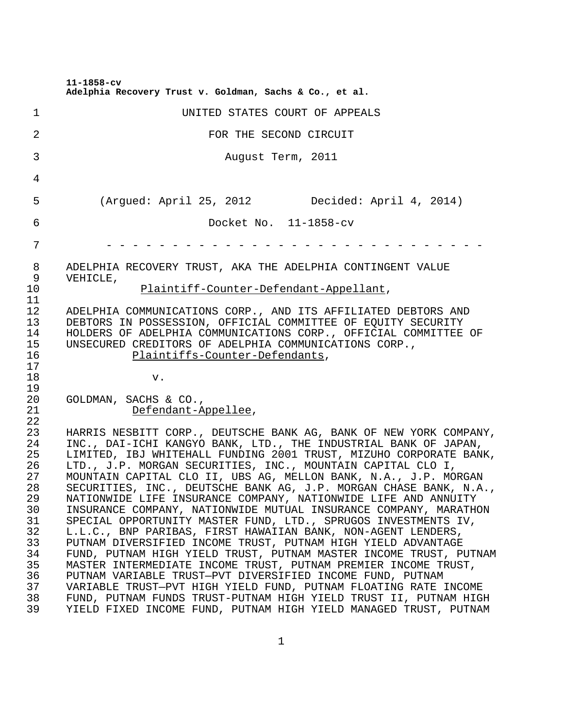**11-1858-cv**
**Adelphia Recovery Trust v. Goldman, Sachs & Co., et al.**

UNITED STATES COURT OF APPEALS

FOR THE SECOND CIRCUIT

August Term, 2011

(Argued: April 25, 2012 Decided: April 4, 2014)

Docket No. 11-1858-cv

- - - - - - - - - - - - - - - - - - - - - - - - - - - - - -

ADELPHIA RECOVERY TRUST, AKA THE ADELPHIA CONTINGENT VALUE VEHICLE,
Plaintiff-Counter-Defendant-Appellant,

ADELPHIA COMMUNICATIONS CORP., AND ITS AFFILIATED DEBTORS AND DEBTORS IN POSSESSION, OFFICIAL COMMITTEE OF EQUITY SECURITY HOLDERS OF ADELPHIA COMMUNICATIONS CORP., OFFICIAL COMMITTEE OF UNSECURED CREDITORS OF ADELPHIA COMMUNICATIONS CORP.,
Plaintiffs-Counter-Defendants,

v.

GOLDMAN, SACHS & CO.,
Defendant-Appellee,

HARRIS NESBITT CORP., DEUTSCHE BANK AG, BANK OF NEW YORK COMPANY, INC., DAI-ICHI KANGYO BANK, LTD., THE INDUSTRIAL BANK OF JAPAN, LIMITED, IBJ WHITEHALL FUNDING 2001 TRUST, MIZUHO CORPORATE BANK, LTD., J.P. MORGAN SECURITIES, INC., MOUNTAIN CAPITAL CLO I, MOUNTAIN CAPITAL CLO II, UBS AG, MELLON BANK, N.A., J.P. MORGAN SECURITIES, INC., DEUTSCHE BANK AG, J.P. MORGAN CHASE BANK, N.A., NATIONWIDE LIFE INSURANCE COMPANY, NATIONWIDE LIFE AND ANNUITY INSURANCE COMPANY, NATIONWIDE MUTUAL INSURANCE COMPANY, MARATHON SPECIAL OPPORTUNITY MASTER FUND, LTD., SPRUGOS INVESTMENTS IV, L.L.C., BNP PARIBAS, FIRST HAWAIIAN BANK, NON-AGENT LENDERS, PUTNAM DIVERSIFIED INCOME TRUST, PUTNAM HIGH YIELD ADVANTAGE FUND, PUTNAM HIGH YIELD TRUST, PUTNAM MASTER INCOME TRUST, PUTNAM MASTER INTERMEDIATE INCOME TRUST, PUTNAM PREMIER INCOME TRUST, PUTNAM VARIABLE TRUST—PVT DIVERSIFIED INCOME FUND, PUTNAM VARIABLE TRUST—PVT HIGH YIELD FUND, PUTNAM FLOATING RATE INCOME FUND, PUTNAM FUNDS TRUST-PUTNAM HIGH YIELD TRUST II, PUTNAM HIGH YIELD FIXED INCOME FUND, PUTNAM HIGH YIELD MANAGED TRUST, PUTNAM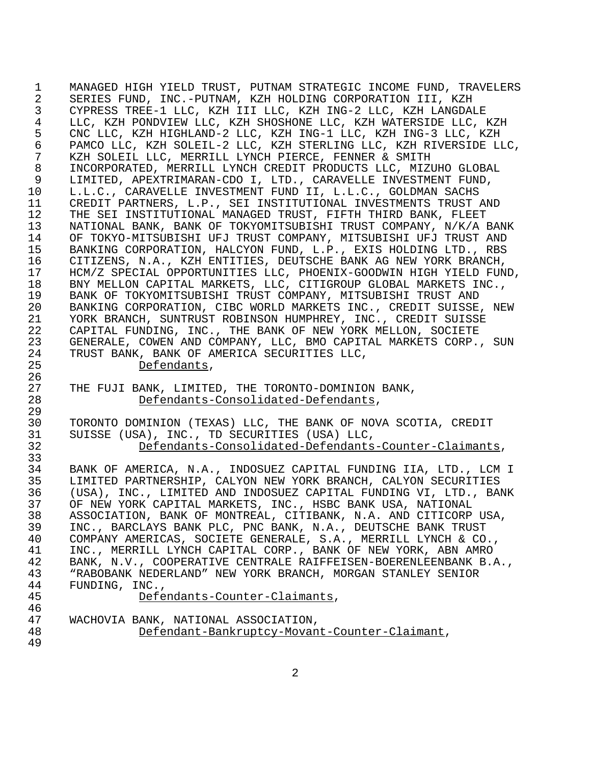MANAGED HIGH YIELD TRUST, PUTNAM STRATEGIC INCOME FUND, TRAVELERS SERIES FUND, INC.-PUTNAM, KZH HOLDING CORPORATION III, KZH CYPRESS TREE-1 LLC, KZH III LLC, KZH ING-2 LLC, KZH LANGDALE LLC, KZH PONDVIEW LLC, KZH SHOSHONE LLC, KZH WATERSIDE LLC, KZH CNC LLC, KZH HIGHLAND-2 LLC, KZH ING-1 LLC, KZH ING-3 LLC, KZH PAMCO LLC, KZH SOLEIL-2 LLC, KZH STERLING LLC, KZH RIVERSIDE LLC, KZH SOLEIL LLC, MERRILL LYNCH PIERCE, FENNER & SMITH INCORPORATED, MERRILL LYNCH CREDIT PRODUCTS LLC, MIZUHO GLOBAL LIMITED, APEXTRIMARAN-CDO I, LTD., CARAVELLE INVESTMENT FUND, L.L.C., CARAVELLE INVESTMENT FUND II, L.L.C., GOLDMAN SACHS CREDIT PARTNERS, L.P., SEI INSTITUTIONAL INVESTMENTS TRUST AND THE SEI INSTITUTIONAL MANAGED TRUST, FIFTH THIRD BANK, FLEET NATIONAL BANK, BANK OF TOKYOMITSUBISHI TRUST COMPANY, N/K/A BANK OF TOKYO-MITSUBISHI UFJ TRUST COMPANY, MITSUBISHI UFJ TRUST AND BANKING CORPORATION, HALCYON FUND, L.P., EXIS HOLDING LTD., RBS CITIZENS, N.A., KZH ENTITIES, DEUTSCHE BANK AG NEW YORK BRANCH, HCM/Z SPECIAL OPPORTUNITIES LLC, PHOENIX-GOODWIN HIGH YIELD FUND, BNY MELLON CAPITAL MARKETS, LLC, CITIGROUP GLOBAL MARKETS INC., BANK OF TOKYOMITSUBISHI TRUST COMPANY, MITSUBISHI TRUST AND BANKING CORPORATION, CIBC WORLD MARKETS INC., CREDIT SUISSE, NEW YORK BRANCH, SUNTRUST ROBINSON HUMPHREY, INC., CREDIT SUISSE CAPITAL FUNDING, INC., THE BANK OF NEW YORK MELLON, SOCIETE GENERALE, COWEN AND COMPANY, LLC, BMO CAPITAL MARKETS CORP., SUN TRUST BANK, BANK OF AMERICA SECURITIES LLC,

*Defendants*,

THE FUJI BANK, LIMITED, THE TORONTO-DOMINION BANK,

*Defendants-Consolidated-Defendants*,

TORONTO DOMINION (TEXAS) LLC, THE BANK OF NOVA SCOTIA, CREDIT SUISSE (USA), INC., TD SECURITIES (USA) LLC,

*Defendants-Consolidated-Defendants-Counter-Claimants*,

BANK OF AMERICA, N.A., INDOSUEZ CAPITAL FUNDING IIA, LTD., LCM I LIMITED PARTNERSHIP, CALYON NEW YORK BRANCH, CALYON SECURITIES (USA), INC., LIMITED AND INDOSUEZ CAPITAL FUNDING VI, LTD., BANK OF NEW YORK CAPITAL MARKETS, INC., HSBC BANK USA, NATIONAL ASSOCIATION, BANK OF MONTREAL, CITIBANK, N.A. AND CITICORP USA, INC., BARCLAYS BANK PLC, PNC BANK, N.A., DEUTSCHE BANK TRUST COMPANY AMERICAS, SOCIETE GENERALE, S.A., MERRILL LYNCH & CO., INC., MERRILL LYNCH CAPITAL CORP., BANK OF NEW YORK, ABN AMRO BANK, N.V., COOPERATIVE CENTRALE RAIFFEISEN-BOERENLEENBANK B.A., "RABOBANK NEDERLAND" NEW YORK BRANCH, MORGAN STANLEY SENIOR FUNDING, INC.,

*Defendants-Counter-Claimants*,

WACHOVIA BANK, NATIONAL ASSOCIATION,

*Defendant-Bankruptcy-Movant-Counter-Claimant*,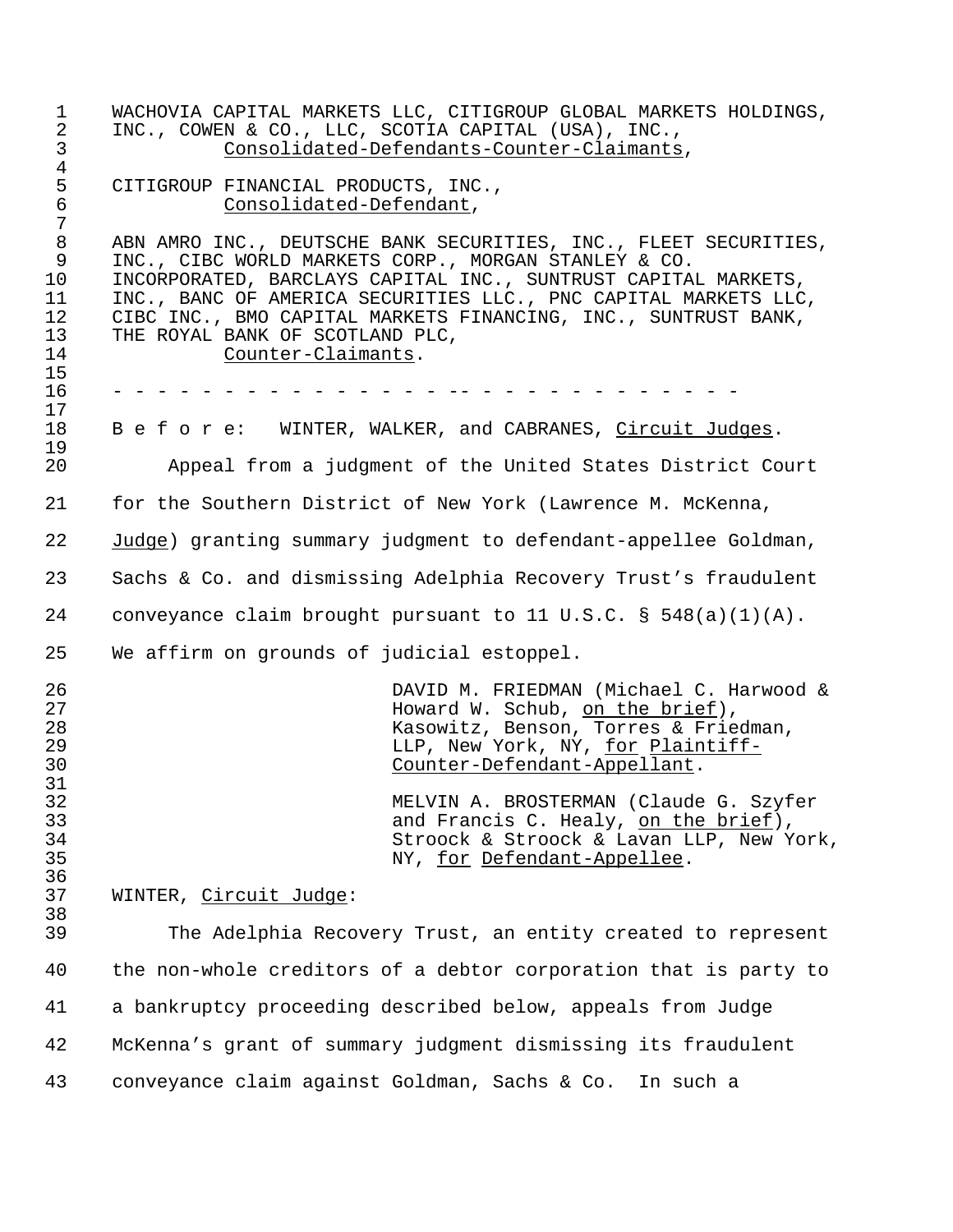WACHOVIA CAPITAL MARKETS LLC, CITIGROUP GLOBAL MARKETS HOLDINGS, INC., COWEN & CO., LLC, SCOTIA CAPITAL (USA), INC.,
*Consolidated-Defendants-Counter-Claimants*,

CITIGROUP FINANCIAL PRODUCTS, INC.,
*Consolidated-Defendant*,

ABN AMRO INC., DEUTSCHE BANK SECURITIES, INC., FLEET SECURITIES, INC., CIBC WORLD MARKETS CORP., MORGAN STANLEY & CO. INCORPORATED, BARCLAYS CAPITAL INC., SUNTRUST CAPITAL MARKETS, INC., BANC OF AMERICA SECURITIES LLC., PNC CAPITAL MARKETS LLC, CIBC INC., BMO CAPITAL MARKETS FINANCING, INC., SUNTRUST BANK, THE ROYAL BANK OF SCOTLAND PLC,
*Counter-Claimants*.

- - - - - - - - - - - - - - - - - - - - - - - - - - - - - - - -

B e f o r e: WINTER, WALKER, and CABRANES, *Circuit Judges*.

Appeal from a judgment of the United States District Court for the Southern District of New York (Lawrence M. McKenna, *Judge*) granting summary judgment to defendant-appellee Goldman, Sachs & Co. and dismissing Adelphia Recovery Trust's fraudulent conveyance claim brought pursuant to 11 U.S.C. § 548(a)(1)(A). We affirm on grounds of judicial estoppel.

DAVID M. FRIEDMAN (Michael C. Harwood & Howard W. Schub, *on the brief*), Kasowitz, Benson, Torres & Friedman, LLP, New York, NY, *for Plaintiff-Counter-Defendant-Appellant*.

MELVIN A. BROSTERMAN (Claude G. Szyfer and Francis C. Healy, *on the brief*), Stroock & Stroock & Lavan LLP, New York, NY, *for Defendant-Appellee*.

WINTER, *Circuit Judge*:

The Adelphia Recovery Trust, an entity created to represent the non-whole creditors of a debtor corporation that is party to a bankruptcy proceeding described below, appeals from Judge McKenna's grant of summary judgment dismissing its fraudulent conveyance claim against Goldman, Sachs & Co. In such a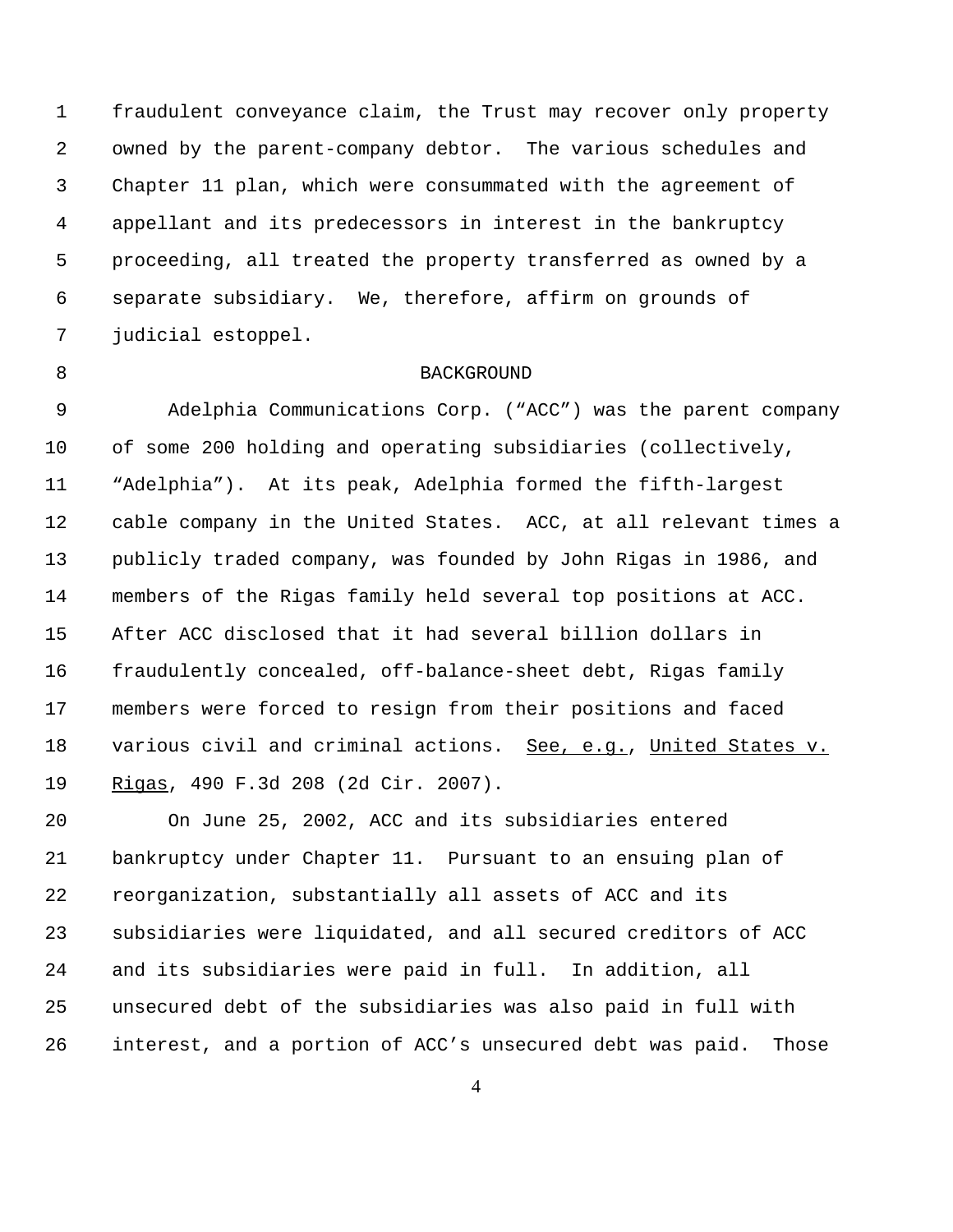fraudulent conveyance claim, the Trust may recover only property owned by the parent-company debtor. The various schedules and Chapter 11 plan, which were consummated with the agreement of appellant and its predecessors in interest in the bankruptcy proceeding, all treated the property transferred as owned by a separate subsidiary. We, therefore, affirm on grounds of judicial estoppel.

## BACKGROUND

Adelphia Communications Corp. ("ACC") was the parent company of some 200 holding and operating subsidiaries (collectively, "Adelphia"). At its peak, Adelphia formed the fifth-largest cable company in the United States. ACC, at all relevant times a publicly traded company, was founded by John Rigas in 1986, and members of the Rigas family held several top positions at ACC. After ACC disclosed that it had several billion dollars in fraudulently concealed, off-balance-sheet debt, Rigas family members were forced to resign from their positions and faced various civil and criminal actions. See, e.g., United States v. Rigas, 490 F.3d 208 (2d Cir. 2007).

On June 25, 2002, ACC and its subsidiaries entered bankruptcy under Chapter 11. Pursuant to an ensuing plan of reorganization, substantially all assets of ACC and its subsidiaries were liquidated, and all secured creditors of ACC and its subsidiaries were paid in full. In addition, all unsecured debt of the subsidiaries was also paid in full with interest, and a portion of ACC's unsecured debt was paid. Those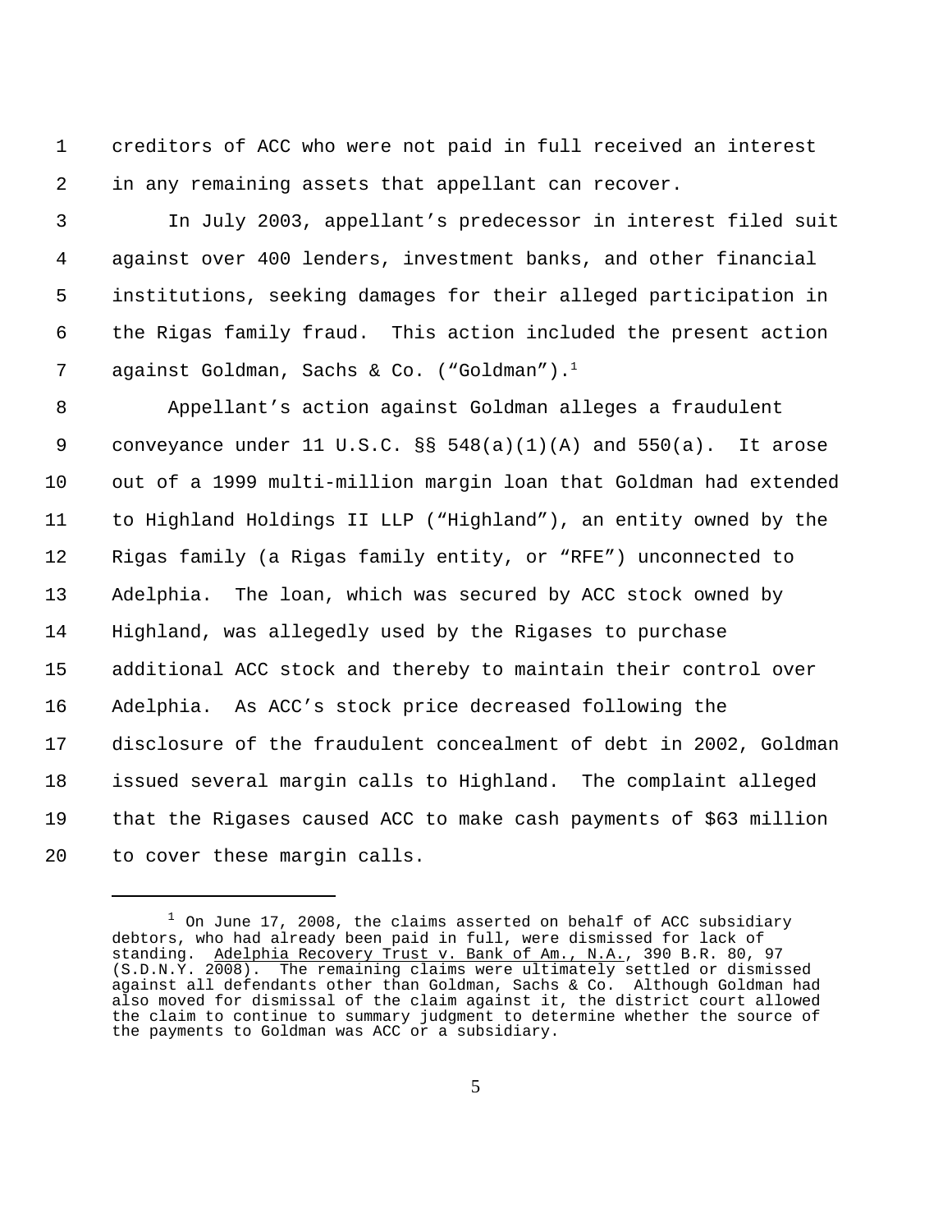creditors of ACC who were not paid in full received an interest in any remaining assets that appellant can recover.

In July 2003, appellant's predecessor in interest filed suit against over 400 lenders, investment banks, and other financial institutions, seeking damages for their alleged participation in the Rigas family fraud. This action included the present action against Goldman, Sachs & Co. ("Goldman").[1]

Appellant's action against Goldman alleges a fraudulent conveyance under 11 U.S.C. §§ 548(a)(1)(A) and 550(a). It arose out of a 1999 multi-million margin loan that Goldman had extended to Highland Holdings II LLP ("Highland"), an entity owned by the Rigas family (a Rigas family entity, or "RFE") unconnected to Adelphia. The loan, which was secured by ACC stock owned by Highland, was allegedly used by the Rigases to purchase additional ACC stock and thereby to maintain their control over Adelphia. As ACC's stock price decreased following the disclosure of the fraudulent concealment of debt in 2002, Goldman issued several margin calls to Highland. The complaint alleged that the Rigases caused ACC to make cash payments of $63 million to cover these margin calls.

---

[1] On June 17, 2008, the claims asserted on behalf of ACC subsidiary debtors, who had already been paid in full, were dismissed for lack of standing. Adelphia Recovery Trust v. Bank of Am., N.A., 390 B.R. 80, 97 (S.D.N.Y. 2008). The remaining claims were ultimately settled or dismissed against all defendants other than Goldman, Sachs & Co. Although Goldman had also moved for dismissal of the claim against it, the district court allowed the claim to continue to summary judgment to determine whether the source of the payments to Goldman was ACC or a subsidiary.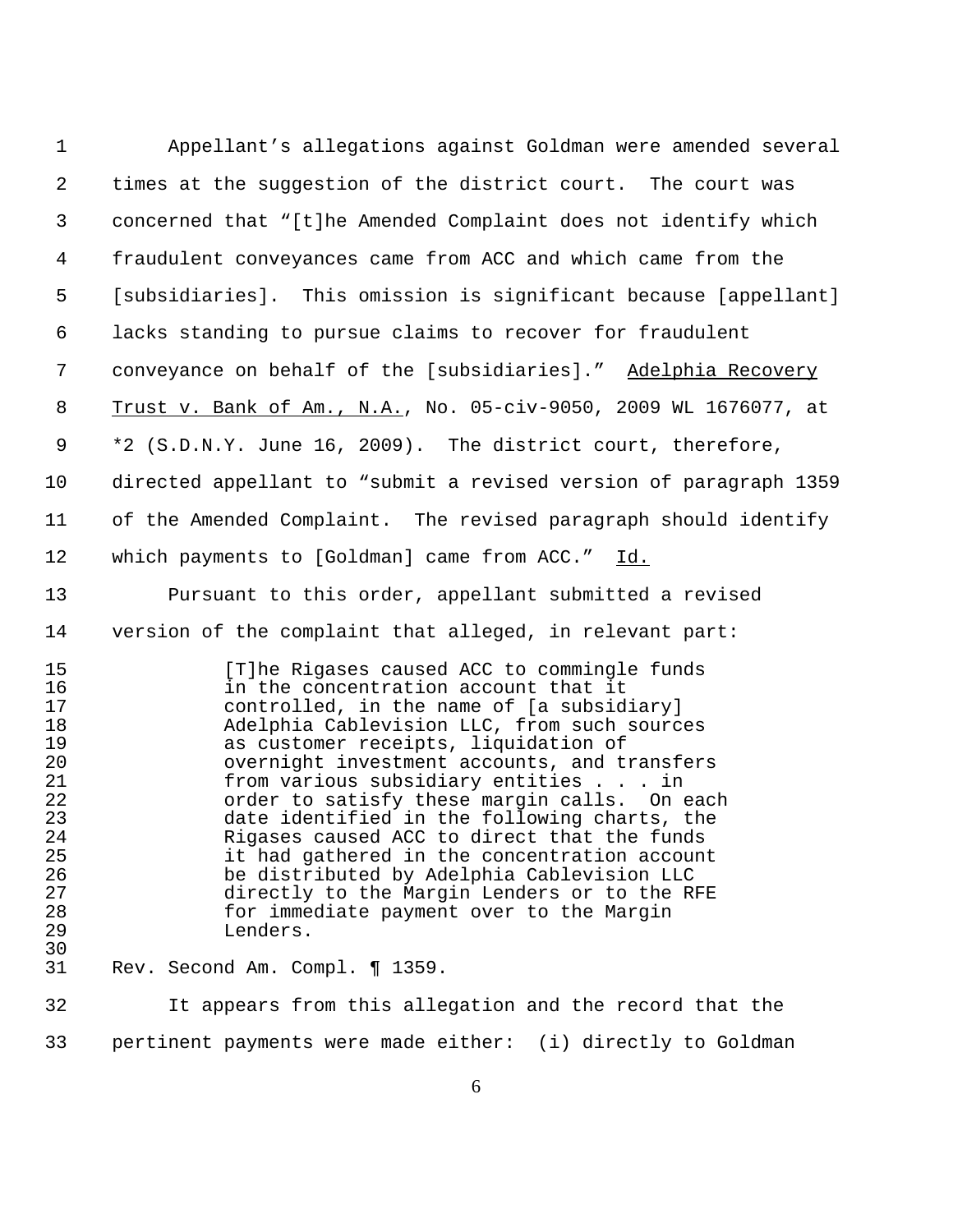Appellant's allegations against Goldman were amended several times at the suggestion of the district court. The court was concerned that "[t]he Amended Complaint does not identify which fraudulent conveyances came from ACC and which came from the [subsidiaries]. This omission is significant because [appellant] lacks standing to pursue claims to recover for fraudulent conveyance on behalf of the [subsidiaries]." Adelphia Recovery Trust v. Bank of Am., N.A., No. 05-civ-9050, 2009 WL 1676077, at *2 (S.D.N.Y. June 16, 2009). The district court, therefore, directed appellant to "submit a revised version of paragraph 1359 of the Amended Complaint. The revised paragraph should identify which payments to [Goldman] came from ACC." Id.

Pursuant to this order, appellant submitted a revised version of the complaint that alleged, in relevant part:

> [T]he Rigases caused ACC to commingle funds in the concentration account that it controlled, in the name of [a subsidiary] Adelphia Cablevision LLC, from such sources as customer receipts, liquidation of overnight investment accounts, and transfers from various subsidiary entities . . . in order to satisfy these margin calls. On each date identified in the following charts, the Rigases caused ACC to direct that the funds it had gathered in the concentration account be distributed by Adelphia Cablevision LLC directly to the Margin Lenders or to the RFE for immediate payment over to the Margin Lenders.

Rev. Second Am. Compl. ¶ 1359.

It appears from this allegation and the record that the pertinent payments were made either: (i) directly to Goldman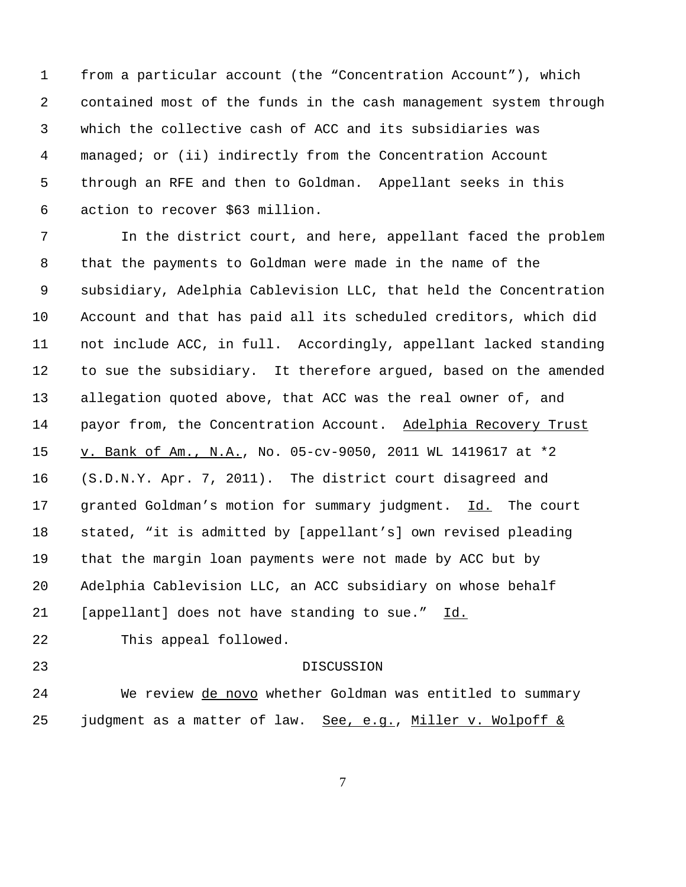from a particular account (the "Concentration Account"), which contained most of the funds in the cash management system through which the collective cash of ACC and its subsidiaries was managed; or (ii) indirectly from the Concentration Account through an RFE and then to Goldman. Appellant seeks in this action to recover $63 million.

In the district court, and here, appellant faced the problem that the payments to Goldman were made in the name of the subsidiary, Adelphia Cablevision LLC, that held the Concentration Account and that has paid all its scheduled creditors, which did not include ACC, in full. Accordingly, appellant lacked standing to sue the subsidiary. It therefore argued, based on the amended allegation quoted above, that ACC was the real owner of, and payor from, the Concentration Account. Adelphia Recovery Trust v. Bank of Am., N.A., No. 05-cv-9050, 2011 WL 1419617 at *2 (S.D.N.Y. Apr. 7, 2011). The district court disagreed and granted Goldman's motion for summary judgment. Id. The court stated, "it is admitted by [appellant's] own revised pleading that the margin loan payments were not made by ACC but by Adelphia Cablevision LLC, an ACC subsidiary on whose behalf [appellant] does not have standing to sue." Id.

This appeal followed.

## DISCUSSION

We review de novo whether Goldman was entitled to summary judgment as a matter of law. See, e.g., Miller v. Wolpoff &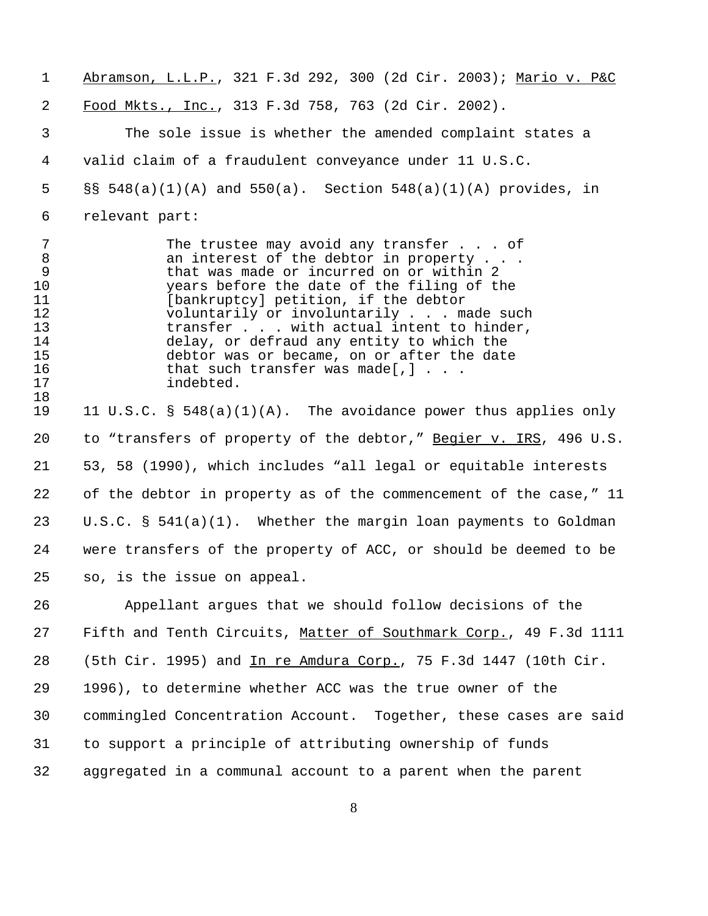Abramson, L.L.P., 321 F.3d 292, 300 (2d Cir. 2003); Mario v. P&C Food Mkts., Inc., 313 F.3d 758, 763 (2d Cir. 2002).

The sole issue is whether the amended complaint states a valid claim of a fraudulent conveyance under 11 U.S.C. §§ 548(a)(1)(A) and 550(a). Section 548(a)(1)(A) provides, in relevant part:

> The trustee may avoid any transfer . . . of an interest of the debtor in property . . . that was made or incurred on or within 2 years before the date of the filing of the [bankruptcy] petition, if the debtor voluntarily or involuntarily . . . made such transfer . . . with actual intent to hinder, delay, or defraud any entity to which the debtor was or became, on or after the date that such transfer was made[,] . . . indebted.

11 U.S.C. § 548(a)(1)(A). The avoidance power thus applies only to "transfers of property of the debtor," Begier v. IRS, 496 U.S. 53, 58 (1990), which includes "all legal or equitable interests of the debtor in property as of the commencement of the case," 11 U.S.C. § 541(a)(1). Whether the margin loan payments to Goldman were transfers of the property of ACC, or should be deemed to be so, is the issue on appeal.

Appellant argues that we should follow decisions of the Fifth and Tenth Circuits, Matter of Southmark Corp., 49 F.3d 1111 (5th Cir. 1995) and In re Amdura Corp., 75 F.3d 1447 (10th Cir. 1996), to determine whether ACC was the true owner of the commingled Concentration Account. Together, these cases are said to support a principle of attributing ownership of funds aggregated in a communal account to a parent when the parent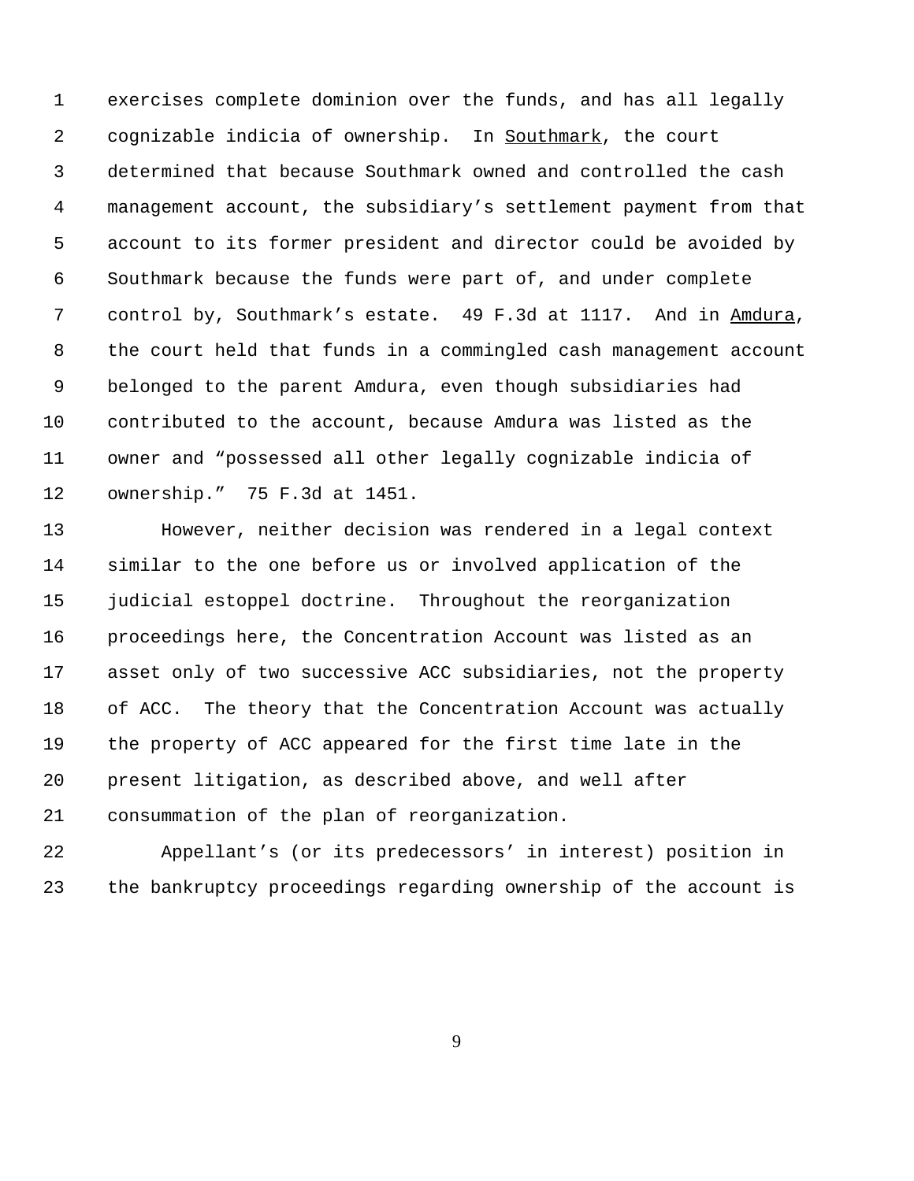exercises complete dominion over the funds, and has all legally cognizable indicia of ownership. In Southmark, the court determined that because Southmark owned and controlled the cash management account, the subsidiary's settlement payment from that account to its former president and director could be avoided by Southmark because the funds were part of, and under complete control by, Southmark's estate. 49 F.3d at 1117. And in Amdura, the court held that funds in a commingled cash management account belonged to the parent Amdura, even though subsidiaries had contributed to the account, because Amdura was listed as the owner and "possessed all other legally cognizable indicia of ownership." 75 F.3d at 1451.

However, neither decision was rendered in a legal context similar to the one before us or involved application of the judicial estoppel doctrine. Throughout the reorganization proceedings here, the Concentration Account was listed as an asset only of two successive ACC subsidiaries, not the property of ACC. The theory that the Concentration Account was actually the property of ACC appeared for the first time late in the present litigation, as described above, and well after consummation of the plan of reorganization.

Appellant's (or its predecessors' in interest) position in the bankruptcy proceedings regarding ownership of the account is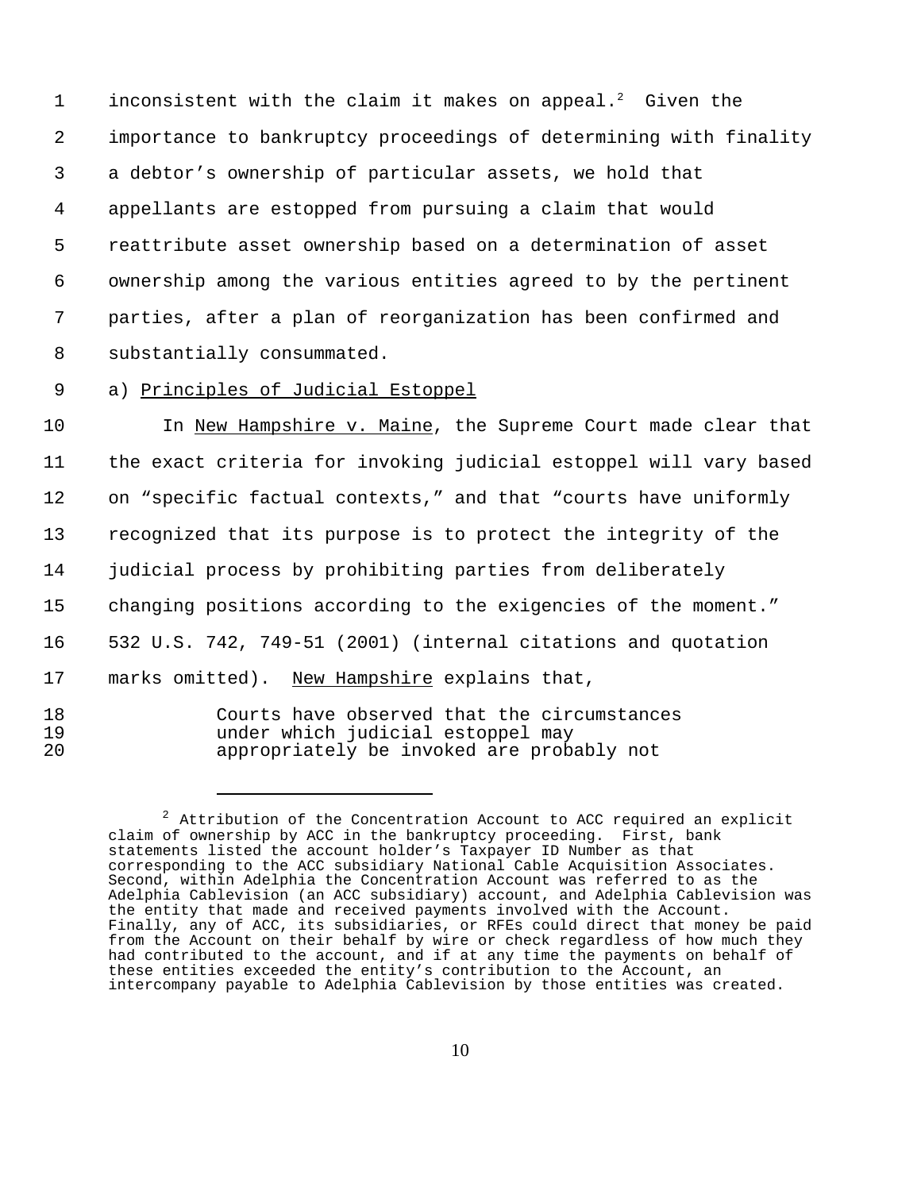inconsistent with the claim it makes on appeal.[2] Given the importance to bankruptcy proceedings of determining with finality a debtor's ownership of particular assets, we hold that appellants are estopped from pursuing a claim that would reattribute asset ownership based on a determination of asset ownership among the various entities agreed to by the pertinent parties, after a plan of reorganization has been confirmed and substantially consummated.

a) Principles of Judicial Estoppel

In New Hampshire v. Maine, the Supreme Court made clear that the exact criteria for invoking judicial estoppel will vary based on "specific factual contexts," and that "courts have uniformly recognized that its purpose is to protect the integrity of the judicial process by prohibiting parties from deliberately changing positions according to the exigencies of the moment." 532 U.S. 742, 749-51 (2001) (internal citations and quotation marks omitted). New Hampshire explains that,

> Courts have observed that the circumstances under which judicial estoppel may appropriately be invoked are probably not

---

[2] Attribution of the Concentration Account to ACC required an explicit claim of ownership by ACC in the bankruptcy proceeding. First, bank statements listed the account holder's Taxpayer ID Number as that corresponding to the ACC subsidiary National Cable Acquisition Associates. Second, within Adelphia the Concentration Account was referred to as the Adelphia Cablevision (an ACC subsidiary) account, and Adelphia Cablevision was the entity that made and received payments involved with the Account. Finally, any of ACC, its subsidiaries, or RFEs could direct that money be paid from the Account on their behalf by wire or check regardless of how much they had contributed to the account, and if at any time the payments on behalf of these entities exceeded the entity's contribution to the Account, an intercompany payable to Adelphia Cablevision by those entities was created.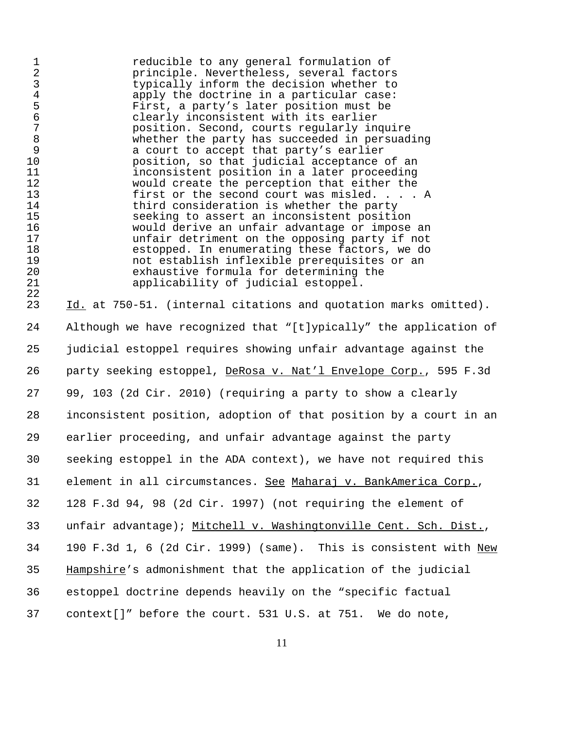> reducible to any general formulation of principle. Nevertheless, several factors typically inform the decision whether to apply the doctrine in a particular case: First, a party's later position must be clearly inconsistent with its earlier position. Second, courts regularly inquire whether the party has succeeded in persuading a court to accept that party's earlier position, so that judicial acceptance of an inconsistent position in a later proceeding would create the perception that either the first or the second court was misled. . . . A third consideration is whether the party seeking to assert an inconsistent position would derive an unfair advantage or impose an unfair detriment on the opposing party if not estopped. In enumerating these factors, we do not establish inflexible prerequisites or an exhaustive formula for determining the applicability of judicial estoppel.

Id. at 750-51. (internal citations and quotation marks omitted). Although we have recognized that "[t]ypically" the application of judicial estoppel requires showing unfair advantage against the party seeking estoppel, DeRosa v. Nat'l Envelope Corp., 595 F.3d 99, 103 (2d Cir. 2010) (requiring a party to show a clearly inconsistent position, adoption of that position by a court in an earlier proceeding, and unfair advantage against the party seeking estoppel in the ADA context), we have not required this element in all circumstances. See Maharaj v. BankAmerica Corp., 128 F.3d 94, 98 (2d Cir. 1997) (not requiring the element of unfair advantage); Mitchell v. Washingtonville Cent. Sch. Dist., 190 F.3d 1, 6 (2d Cir. 1999) (same). This is consistent with New Hampshire's admonishment that the application of the judicial estoppel doctrine depends heavily on the "specific factual context[]" before the court. 531 U.S. at 751. We do note,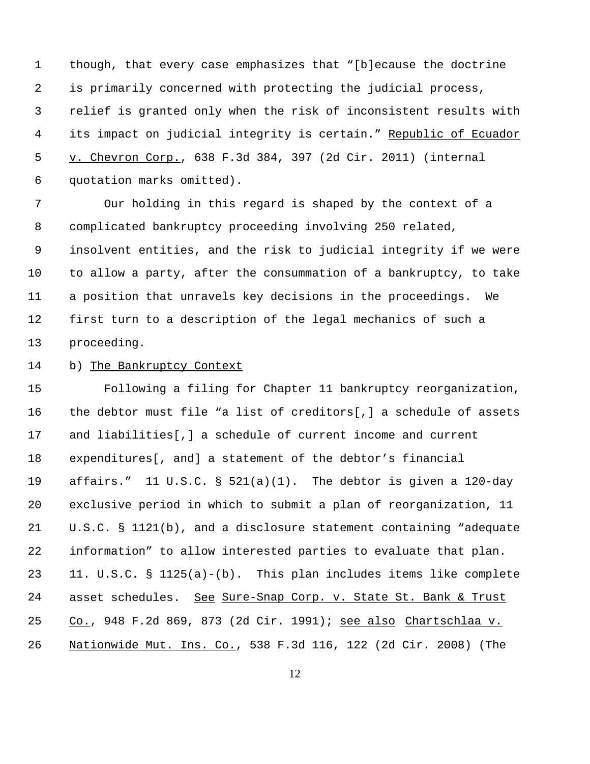though, that every case emphasizes that "[b]ecause the doctrine is primarily concerned with protecting the judicial process, relief is granted only when the risk of inconsistent results with its impact on judicial integrity is certain." Republic of Ecuador v. Chevron Corp., 638 F.3d 384, 397 (2d Cir. 2011) (internal quotation marks omitted).

Our holding in this regard is shaped by the context of a complicated bankruptcy proceeding involving 250 related, insolvent entities, and the risk to judicial integrity if we were to allow a party, after the consummation of a bankruptcy, to take a position that unravels key decisions in the proceedings. We first turn to a description of the legal mechanics of such a proceeding.

b) The Bankruptcy Context

Following a filing for Chapter 11 bankruptcy reorganization, the debtor must file "a list of creditors[,] a schedule of assets and liabilities[,] a schedule of current income and current expenditures[, and] a statement of the debtor's financial affairs." 11 U.S.C. § 521(a)(1). The debtor is given a 120-day exclusive period in which to submit a plan of reorganization, 11 U.S.C. § 1121(b), and a disclosure statement containing "adequate information" to allow interested parties to evaluate that plan. 11. U.S.C. § 1125(a)-(b). This plan includes items like complete asset schedules. See Sure-Snap Corp. v. State St. Bank & Trust Co., 948 F.2d 869, 873 (2d Cir. 1991); see also Chartschlaa v. Nationwide Mut. Ins. Co., 538 F.3d 116, 122 (2d Cir. 2008) (The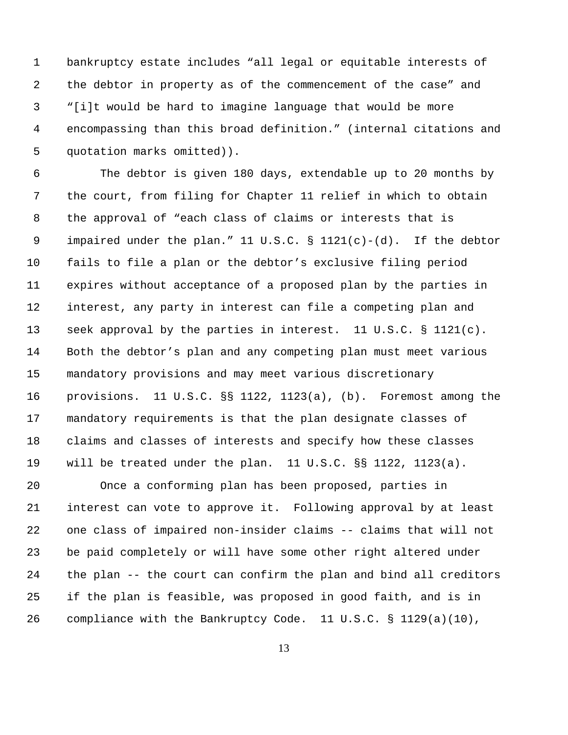bankruptcy estate includes "all legal or equitable interests of the debtor in property as of the commencement of the case" and "[i]t would be hard to imagine language that would be more encompassing than this broad definition." (internal citations and quotation marks omitted)).

The debtor is given 180 days, extendable up to 20 months by the court, from filing for Chapter 11 relief in which to obtain the approval of "each class of claims or interests that is impaired under the plan." 11 U.S.C. § 1121(c)-(d). If the debtor fails to file a plan or the debtor's exclusive filing period expires without acceptance of a proposed plan by the parties in interest, any party in interest can file a competing plan and seek approval by the parties in interest. 11 U.S.C. § 1121(c). Both the debtor's plan and any competing plan must meet various mandatory provisions and may meet various discretionary provisions. 11 U.S.C. §§ 1122, 1123(a), (b). Foremost among the mandatory requirements is that the plan designate classes of claims and classes of interests and specify how these classes will be treated under the plan. 11 U.S.C. §§ 1122, 1123(a).

Once a conforming plan has been proposed, parties in interest can vote to approve it. Following approval by at least one class of impaired non-insider claims -- claims that will not be paid completely or will have some other right altered under the plan -- the court can confirm the plan and bind all creditors if the plan is feasible, was proposed in good faith, and is in compliance with the Bankruptcy Code. 11 U.S.C. § 1129(a)(10),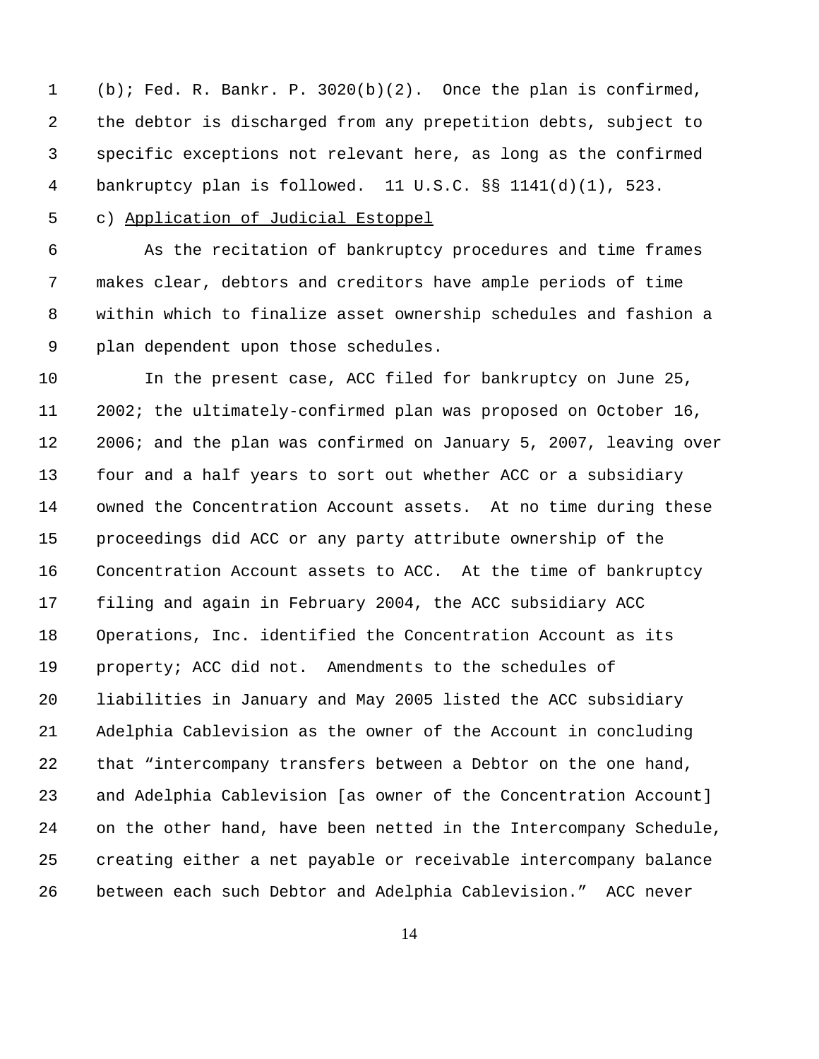(b); Fed. R. Bankr. P. 3020(b)(2). Once the plan is confirmed, the debtor is discharged from any prepetition debts, subject to specific exceptions not relevant here, as long as the confirmed bankruptcy plan is followed. 11 U.S.C. §§ 1141(d)(1), 523.

c) Application of Judicial Estoppel

As the recitation of bankruptcy procedures and time frames makes clear, debtors and creditors have ample periods of time within which to finalize asset ownership schedules and fashion a plan dependent upon those schedules.

In the present case, ACC filed for bankruptcy on June 25, 2002; the ultimately-confirmed plan was proposed on October 16, 2006; and the plan was confirmed on January 5, 2007, leaving over four and a half years to sort out whether ACC or a subsidiary owned the Concentration Account assets. At no time during these proceedings did ACC or any party attribute ownership of the Concentration Account assets to ACC. At the time of bankruptcy filing and again in February 2004, the ACC subsidiary ACC Operations, Inc. identified the Concentration Account as its property; ACC did not. Amendments to the schedules of liabilities in January and May 2005 listed the ACC subsidiary Adelphia Cablevision as the owner of the Account in concluding that “intercompany transfers between a Debtor on the one hand, and Adelphia Cablevision [as owner of the Concentration Account] on the other hand, have been netted in the Intercompany Schedule, creating either a net payable or receivable intercompany balance between each such Debtor and Adelphia Cablevision.” ACC never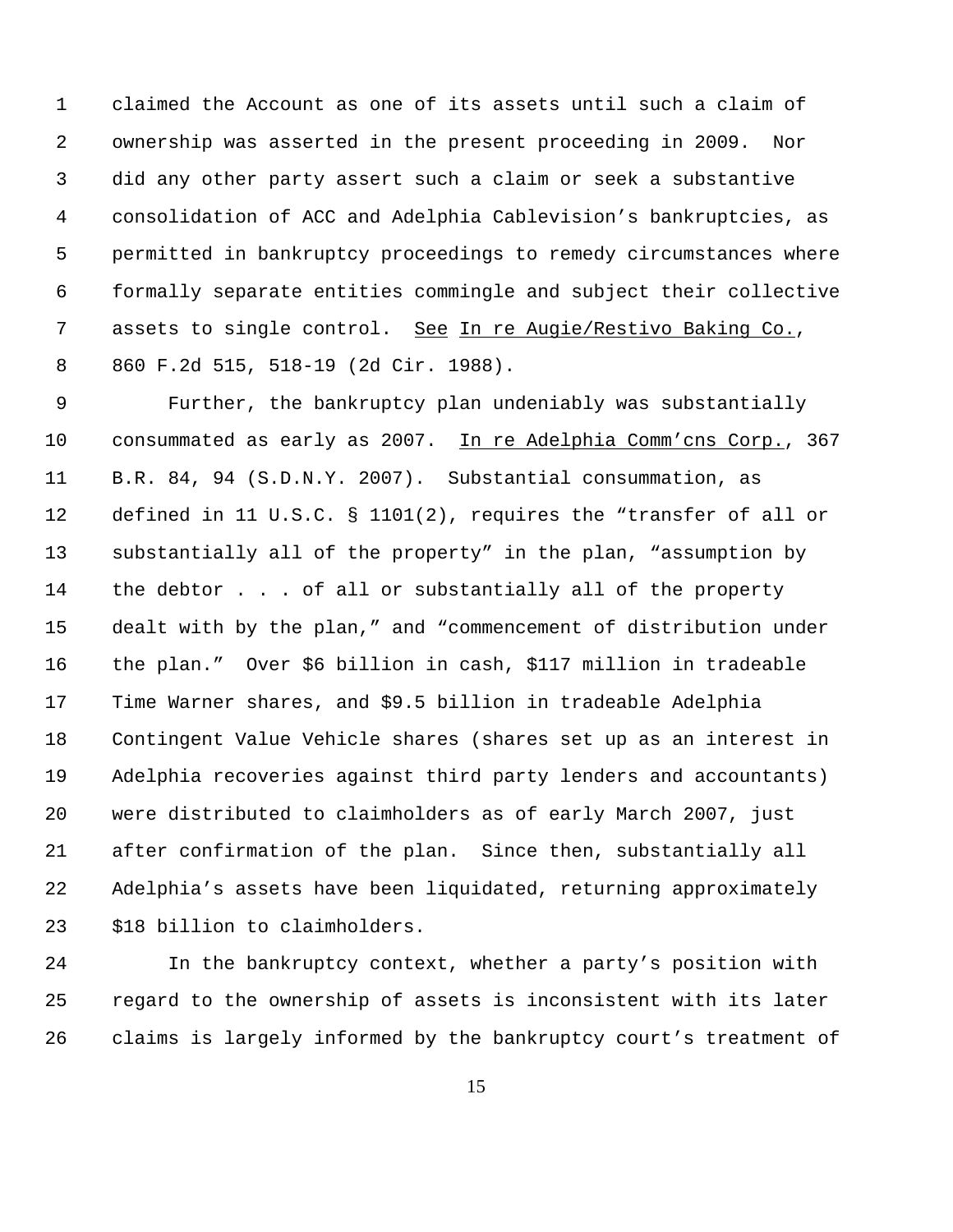claimed the Account as one of its assets until such a claim of ownership was asserted in the present proceeding in 2009. Nor did any other party assert such a claim or seek a substantive consolidation of ACC and Adelphia Cablevision's bankruptcies, as permitted in bankruptcy proceedings to remedy circumstances where formally separate entities commingle and subject their collective assets to single control. See In re Augie/Restivo Baking Co., 860 F.2d 515, 518-19 (2d Cir. 1988).

Further, the bankruptcy plan undeniably was substantially consummated as early as 2007. In re Adelphia Comm'cns Corp., 367 B.R. 84, 94 (S.D.N.Y. 2007). Substantial consummation, as defined in 11 U.S.C. § 1101(2), requires the "transfer of all or substantially all of the property" in the plan, "assumption by the debtor . . . of all or substantially all of the property dealt with by the plan," and "commencement of distribution under the plan." Over $6 billion in cash, $117 million in tradeable Time Warner shares, and $9.5 billion in tradeable Adelphia Contingent Value Vehicle shares (shares set up as an interest in Adelphia recoveries against third party lenders and accountants) were distributed to claimholders as of early March 2007, just after confirmation of the plan. Since then, substantially all Adelphia's assets have been liquidated, returning approximately $18 billion to claimholders.

In the bankruptcy context, whether a party's position with regard to the ownership of assets is inconsistent with its later claims is largely informed by the bankruptcy court's treatment of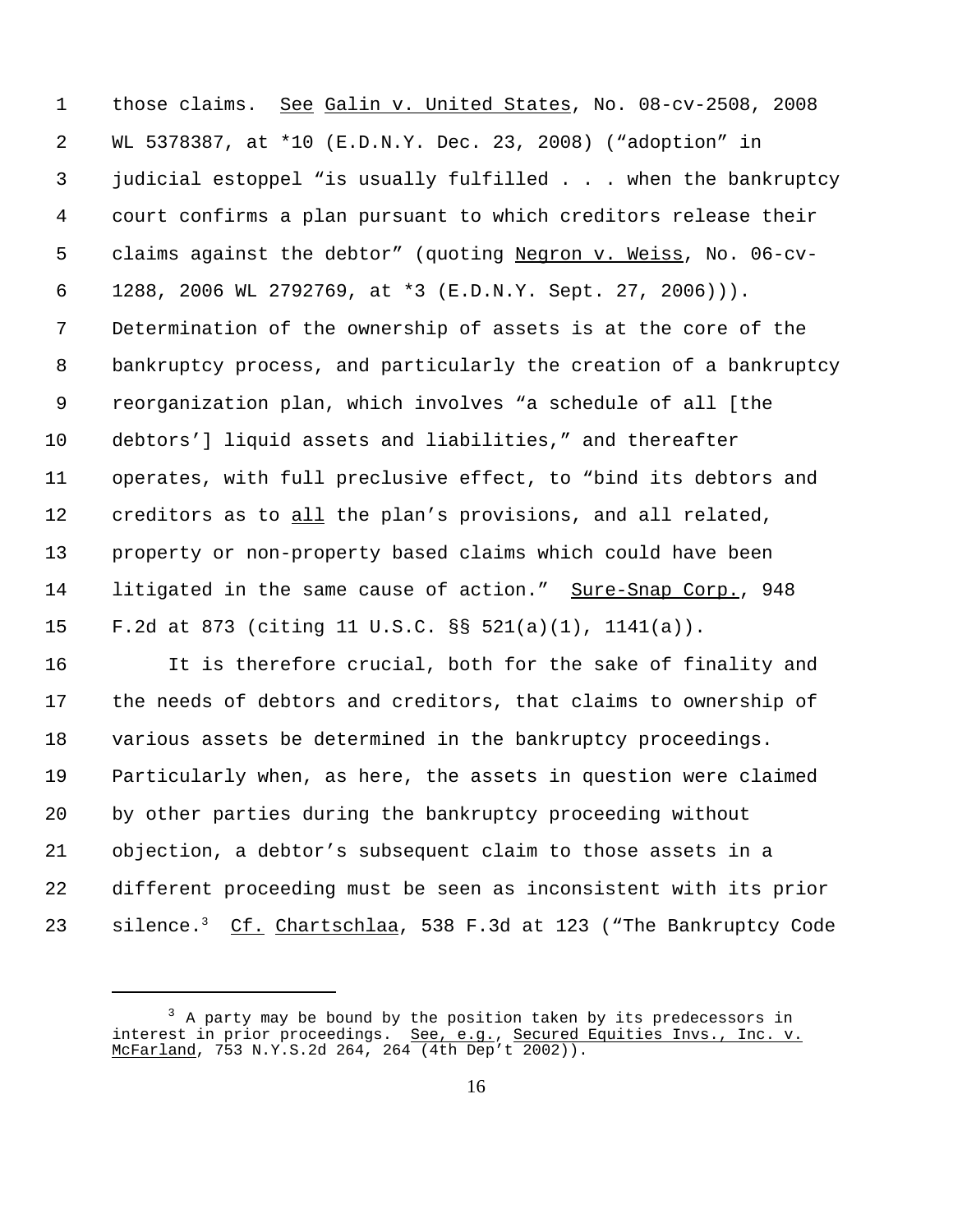those claims. See Galin v. United States, No. 08-cv-2508, 2008 WL 5378387, at *10 (E.D.N.Y. Dec. 23, 2008) ("adoption" in judicial estoppel "is usually fulfilled . . . when the bankruptcy court confirms a plan pursuant to which creditors release their claims against the debtor" (quoting Negron v. Weiss, No. 06-cv-1288, 2006 WL 2792769, at *3 (E.D.N.Y. Sept. 27, 2006))). Determination of the ownership of assets is at the core of the bankruptcy process, and particularly the creation of a bankruptcy reorganization plan, which involves "a schedule of all [the debtors'] liquid assets and liabilities," and thereafter operates, with full preclusive effect, to "bind its debtors and creditors as to all the plan's provisions, and all related, property or non-property based claims which could have been litigated in the same cause of action." Sure-Snap Corp., 948 F.2d at 873 (citing 11 U.S.C. §§ 521(a)(1), 1141(a)).

It is therefore crucial, both for the sake of finality and the needs of debtors and creditors, that claims to ownership of various assets be determined in the bankruptcy proceedings. Particularly when, as here, the assets in question were claimed by other parties during the bankruptcy proceeding without objection, a debtor's subsequent claim to those assets in a different proceeding must be seen as inconsistent with its prior silence.[3] Cf. Chartschlaa, 538 F.3d at 123 ("The Bankruptcy Code

---

[3] A party may be bound by the position taken by its predecessors in interest in prior proceedings. See, e.g., Secured Equities Invs., Inc. v. McFarland, 753 N.Y.S.2d 264, 264 (4th Dep't 2002)).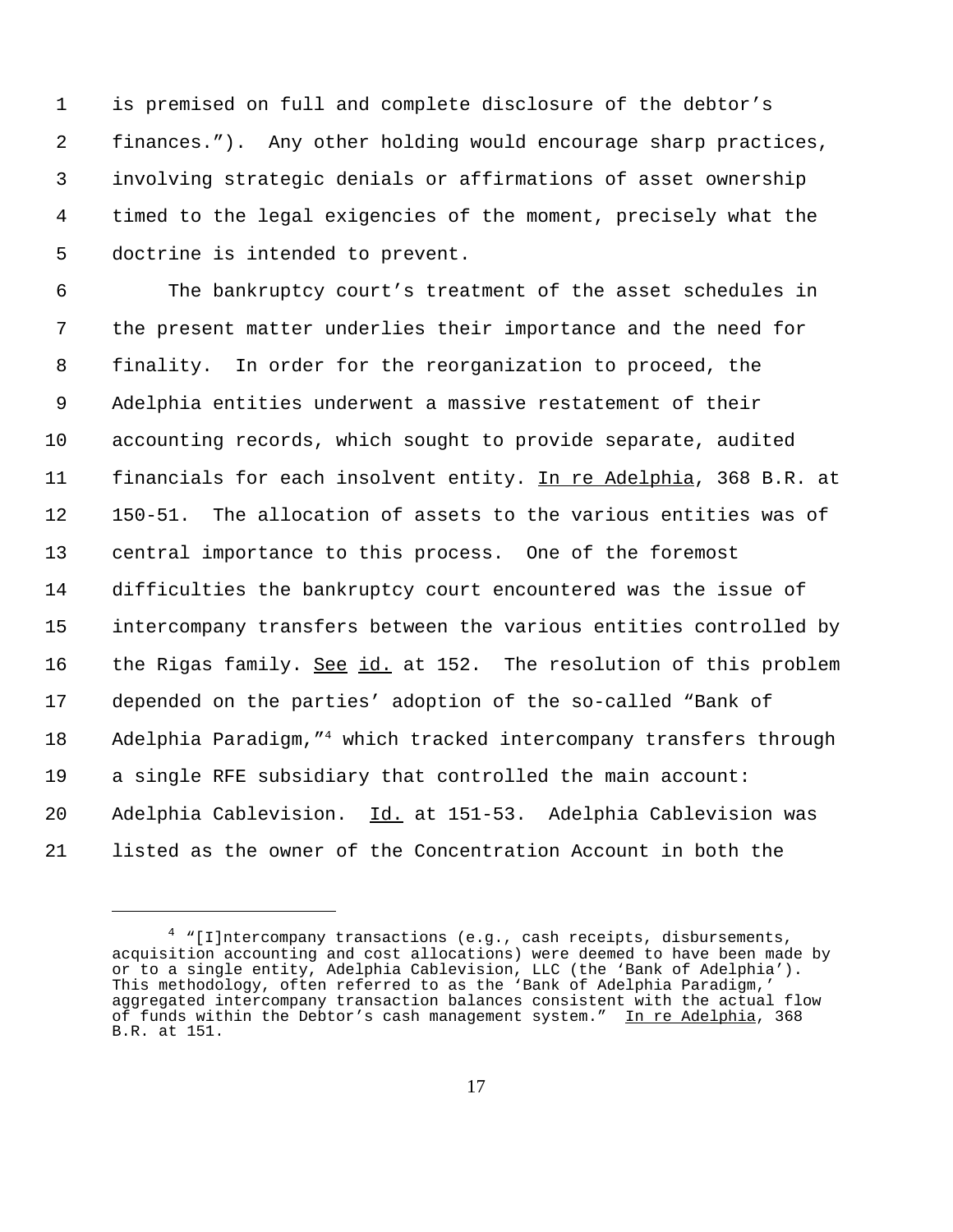is premised on full and complete disclosure of the debtor's finances."). Any other holding would encourage sharp practices, involving strategic denials or affirmations of asset ownership timed to the legal exigencies of the moment, precisely what the doctrine is intended to prevent.

The bankruptcy court's treatment of the asset schedules in the present matter underlies their importance and the need for finality. In order for the reorganization to proceed, the Adelphia entities underwent a massive restatement of their accounting records, which sought to provide separate, audited financials for each insolvent entity. In re Adelphia, 368 B.R. at 150-51. The allocation of assets to the various entities was of central importance to this process. One of the foremost difficulties the bankruptcy court encountered was the issue of intercompany transfers between the various entities controlled by the Rigas family. See id. at 152. The resolution of this problem depended on the parties' adoption of the so-called "Bank of Adelphia Paradigm,"[4] which tracked intercompany transfers through a single RFE subsidiary that controlled the main account: Adelphia Cablevision. Id. at 151-53. Adelphia Cablevision was listed as the owner of the Concentration Account in both the

---

[4] "[I]ntercompany transactions (e.g., cash receipts, disbursements, acquisition accounting and cost allocations) were deemed to have been made by or to a single entity, Adelphia Cablevision, LLC (the 'Bank of Adelphia'). This methodology, often referred to as the 'Bank of Adelphia Paradigm,' aggregated intercompany transaction balances consistent with the actual flow of funds within the Debtor's cash management system." In re Adelphia, 368 B.R. at 151.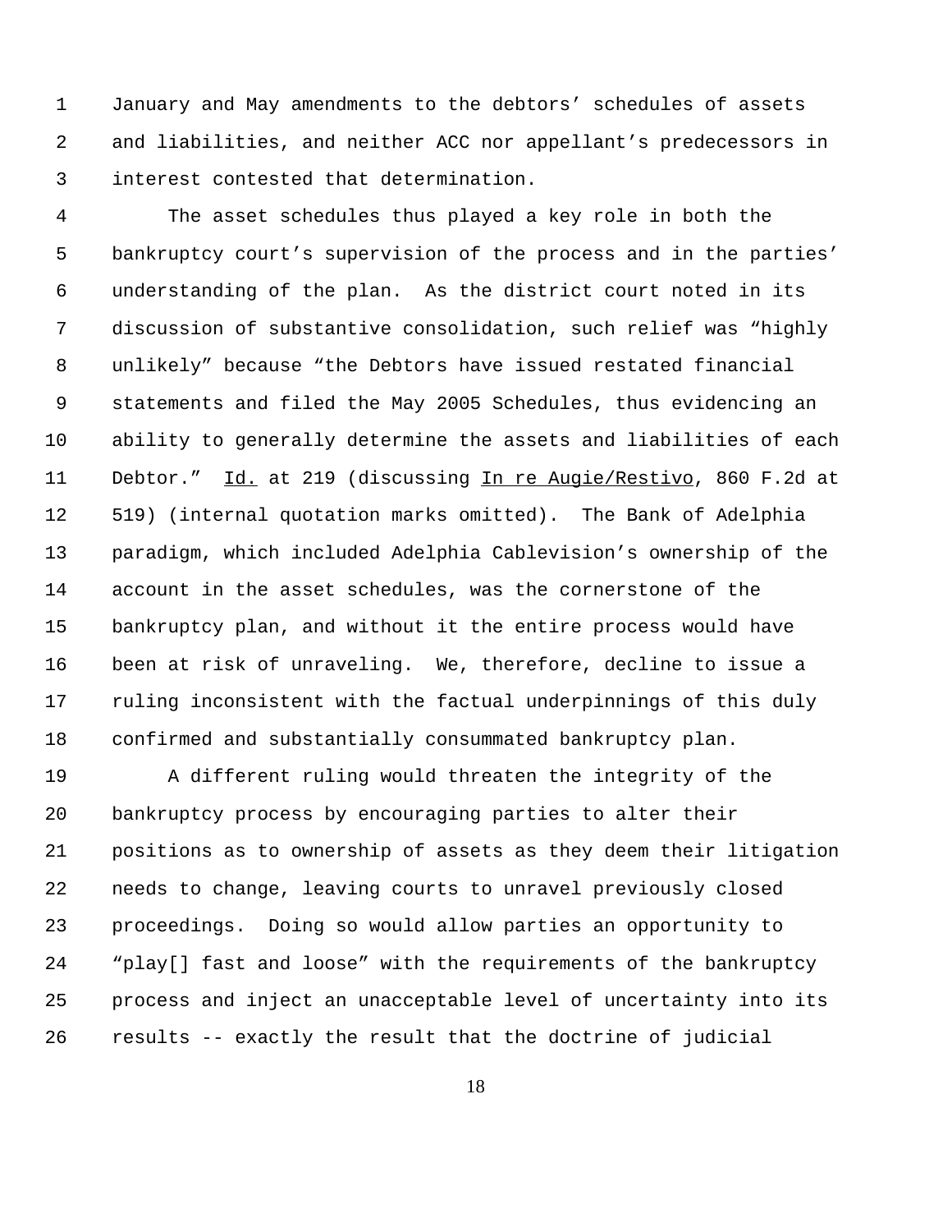January and May amendments to the debtors' schedules of assets and liabilities, and neither ACC nor appellant's predecessors in interest contested that determination.

The asset schedules thus played a key role in both the bankruptcy court's supervision of the process and in the parties' understanding of the plan. As the district court noted in its discussion of substantive consolidation, such relief was "highly unlikely" because "the Debtors have issued restated financial statements and filed the May 2005 Schedules, thus evidencing an ability to generally determine the assets and liabilities of each Debtor." Id. at 219 (discussing In re Augie/Restivo, 860 F.2d at 519) (internal quotation marks omitted). The Bank of Adelphia paradigm, which included Adelphia Cablevision's ownership of the account in the asset schedules, was the cornerstone of the bankruptcy plan, and without it the entire process would have been at risk of unraveling. We, therefore, decline to issue a ruling inconsistent with the factual underpinnings of this duly confirmed and substantially consummated bankruptcy plan.

A different ruling would threaten the integrity of the bankruptcy process by encouraging parties to alter their positions as to ownership of assets as they deem their litigation needs to change, leaving courts to unravel previously closed proceedings. Doing so would allow parties an opportunity to "play[] fast and loose" with the requirements of the bankruptcy process and inject an unacceptable level of uncertainty into its results -- exactly the result that the doctrine of judicial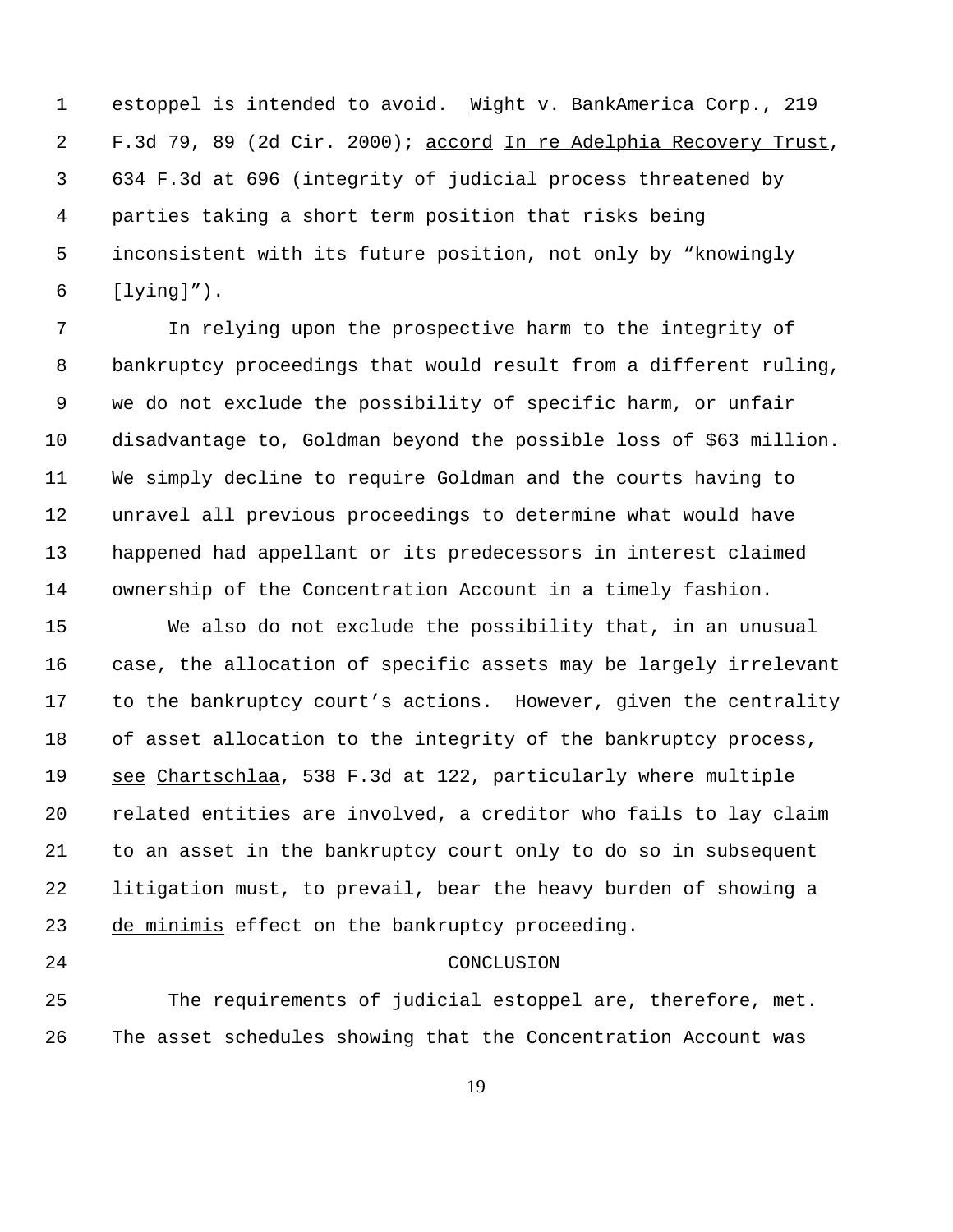estoppel is intended to avoid. Wight v. BankAmerica Corp., 219 F.3d 79, 89 (2d Cir. 2000); accord In re Adelphia Recovery Trust, 634 F.3d at 696 (integrity of judicial process threatened by parties taking a short term position that risks being inconsistent with its future position, not only by “knowingly [lying]”).

In relying upon the prospective harm to the integrity of bankruptcy proceedings that would result from a different ruling, we do not exclude the possibility of specific harm, or unfair disadvantage to, Goldman beyond the possible loss of $63 million. We simply decline to require Goldman and the courts having to unravel all previous proceedings to determine what would have happened had appellant or its predecessors in interest claimed ownership of the Concentration Account in a timely fashion.

We also do not exclude the possibility that, in an unusual case, the allocation of specific assets may be largely irrelevant to the bankruptcy court’s actions. However, given the centrality of asset allocation to the integrity of the bankruptcy process, see Chartschlaa, 538 F.3d at 122, particularly where multiple related entities are involved, a creditor who fails to lay claim to an asset in the bankruptcy court only to do so in subsequent litigation must, to prevail, bear the heavy burden of showing a de minimis effect on the bankruptcy proceeding.

## CONCLUSION

The requirements of judicial estoppel are, therefore, met. The asset schedules showing that the Concentration Account was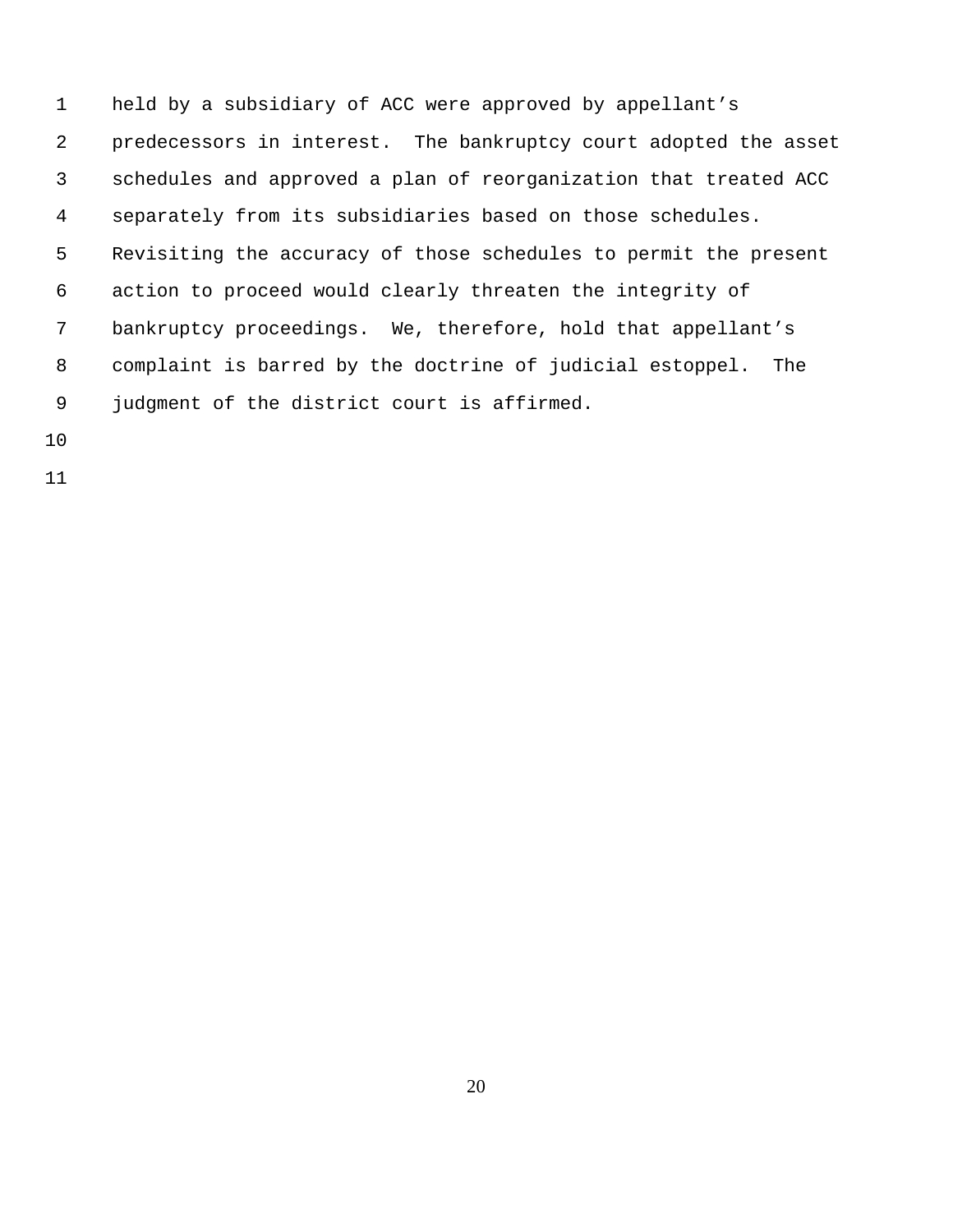held by a subsidiary of ACC were approved by appellant’s predecessors in interest. The bankruptcy court adopted the asset schedules and approved a plan of reorganization that treated ACC separately from its subsidiaries based on those schedules. Revisiting the accuracy of those schedules to permit the present action to proceed would clearly threaten the integrity of bankruptcy proceedings. We, therefore, hold that appellant’s complaint is barred by the doctrine of judicial estoppel. The judgment of the district court is affirmed.